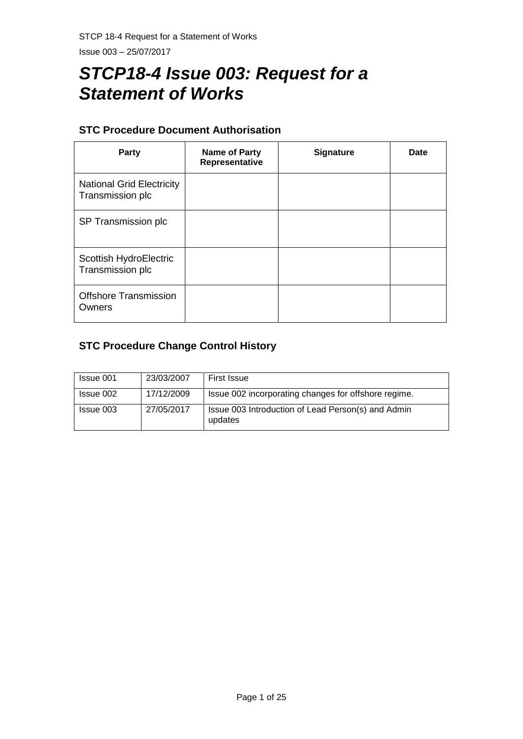# *STCP18-4 Issue 003: Request for a Statement of Works*

## STC Procedure Document Authorisation

| Party | Name of Party Representative | Signature | Date |
|---|---|---|---|
| National Grid Electricity Transmission plc | | | |
| SP Transmission plc | | | |
| Scottish HydroElectric Transmission plc | | | |
| Offshore Transmission Owners | | | |

## STC Procedure Change Control History

| | | |
|---|---|---|
| Issue 001 | 23/03/2007 | First Issue |
| Issue 002 | 17/12/2009 | Issue 002 incorporating changes for offshore regime. |
| Issue 003 | 27/05/2017 | Issue 003 Introduction of Lead Person(s) and Admin updates |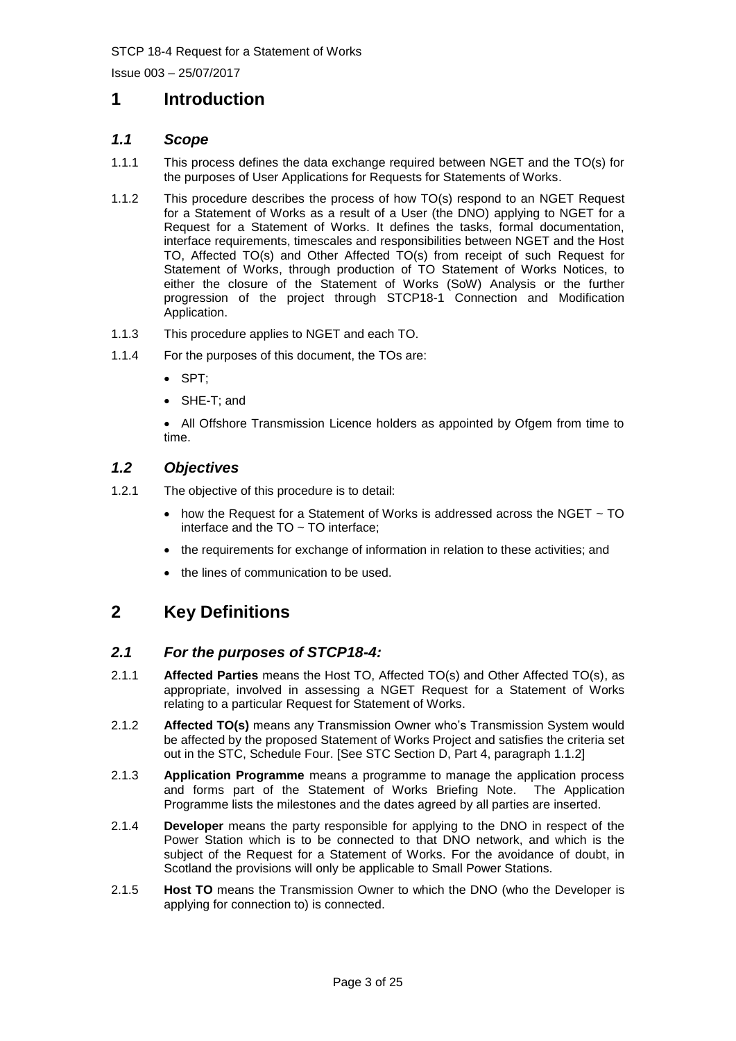# 1 Introduction

## *1.1 Scope*

1.1.1 This process defines the data exchange required between NGET and the TO(s) for the purposes of User Applications for Requests for Statements of Works.

1.1.2 This procedure describes the process of how TO(s) respond to an NGET Request for a Statement of Works as a result of a User (the DNO) applying to NGET for a Request for a Statement of Works. It defines the tasks, formal documentation, interface requirements, timescales and responsibilities between NGET and the Host TO, Affected TO(s) and Other Affected TO(s) from receipt of such Request for Statement of Works, through production of TO Statement of Works Notices, to either the closure of the Statement of Works (SoW) Analysis or the further progression of the project through STCP18-1 Connection and Modification Application.

1.1.3 This procedure applies to NGET and each TO.

1.1.4 For the purposes of this document, the TOs are:

- SPT;
- SHE-T; and
- All Offshore Transmission Licence holders as appointed by Ofgem from time to time.

## *1.2 Objectives*

1.2.1 The objective of this procedure is to detail:

- how the Request for a Statement of Works is addressed across the NGET ~ TO interface and the TO ~ TO interface;
- the requirements for exchange of information in relation to these activities; and
- the lines of communication to be used.

# 2 Key Definitions

## *2.1 For the purposes of STCP18-4:*

2.1.1 **Affected Parties** means the Host TO, Affected TO(s) and Other Affected TO(s), as appropriate, involved in assessing a NGET Request for a Statement of Works relating to a particular Request for Statement of Works.

2.1.2 **Affected TO(s)** means any Transmission Owner who's Transmission System would be affected by the proposed Statement of Works Project and satisfies the criteria set out in the STC, Schedule Four. [See STC Section D, Part 4, paragraph 1.1.2]

2.1.3 **Application Programme** means a programme to manage the application process and forms part of the Statement of Works Briefing Note. The Application Programme lists the milestones and the dates agreed by all parties are inserted.

2.1.4 **Developer** means the party responsible for applying to the DNO in respect of the Power Station which is to be connected to that DNO network, and which is the subject of the Request for a Statement of Works. For the avoidance of doubt, in Scotland the provisions will only be applicable to Small Power Stations.

2.1.5 **Host TO** means the Transmission Owner to which the DNO (who the Developer is applying for connection to) is connected.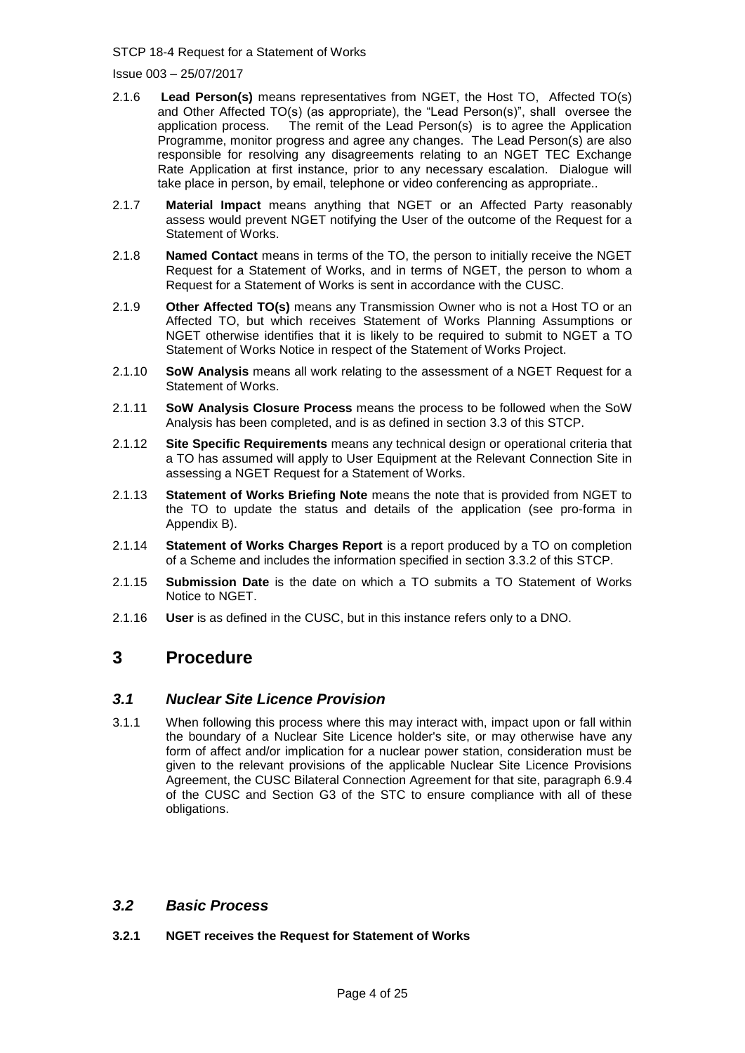2.1.6 **Lead Person(s)** means representatives from NGET, the Host TO, Affected TO(s) and Other Affected TO(s) (as appropriate), the "Lead Person(s)", shall oversee the application process. The remit of the Lead Person(s) is to agree the Application Programme, monitor progress and agree any changes. The Lead Person(s) are also responsible for resolving any disagreements relating to an NGET TEC Exchange Rate Application at first instance, prior to any necessary escalation. Dialogue will take place in person, by email, telephone or video conferencing as appropriate..

2.1.7 **Material Impact** means anything that NGET or an Affected Party reasonably assess would prevent NGET notifying the User of the outcome of the Request for a Statement of Works.

2.1.8 **Named Contact** means in terms of the TO, the person to initially receive the NGET Request for a Statement of Works, and in terms of NGET, the person to whom a Request for a Statement of Works is sent in accordance with the CUSC.

2.1.9 **Other Affected TO(s)** means any Transmission Owner who is not a Host TO or an Affected TO, but which receives Statement of Works Planning Assumptions or NGET otherwise identifies that it is likely to be required to submit to NGET a TO Statement of Works Notice in respect of the Statement of Works Project.

2.1.10 **SoW Analysis** means all work relating to the assessment of a NGET Request for a Statement of Works.

2.1.11 **SoW Analysis Closure Process** means the process to be followed when the SoW Analysis has been completed, and is as defined in section 3.3 of this STCP.

2.1.12 **Site Specific Requirements** means any technical design or operational criteria that a TO has assumed will apply to User Equipment at the Relevant Connection Site in assessing a NGET Request for a Statement of Works.

2.1.13 **Statement of Works Briefing Note** means the note that is provided from NGET to the TO to update the status and details of the application (see pro-forma in Appendix B).

2.1.14 **Statement of Works Charges Report** is a report produced by a TO on completion of a Scheme and includes the information specified in section 3.3.2 of this STCP.

2.1.15 **Submission Date** is the date on which a TO submits a TO Statement of Works Notice to NGET.

2.1.16 **User** is as defined in the CUSC, but in this instance refers only to a DNO.

# 3 Procedure

## *3.1 Nuclear Site Licence Provision*

3.1.1 When following this process where this may interact with, impact upon or fall within the boundary of a Nuclear Site Licence holder's site, or may otherwise have any form of affect and/or implication for a nuclear power station, consideration must be given to the relevant provisions of the applicable Nuclear Site Licence Provisions Agreement, the CUSC Bilateral Connection Agreement for that site, paragraph 6.9.4 of the CUSC and Section G3 of the STC to ensure compliance with all of these obligations.

## *3.2 Basic Process*

**3.2.1 NGET receives the Request for Statement of Works**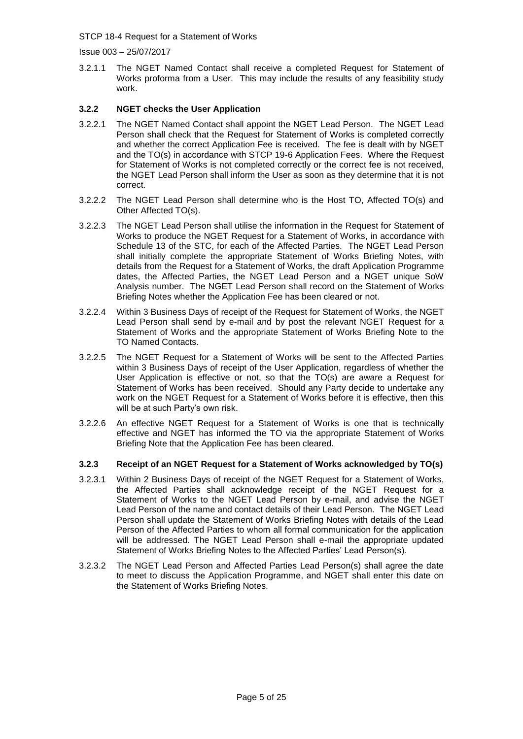3.2.1.1 The NGET Named Contact shall receive a completed Request for Statement of Works proforma from a User. This may include the results of any feasibility study work.

### 3.2.2 NGET checks the User Application

3.2.2.1 The NGET Named Contact shall appoint the NGET Lead Person. The NGET Lead Person shall check that the Request for Statement of Works is completed correctly and whether the correct Application Fee is received. The fee is dealt with by NGET and the TO(s) in accordance with STCP 19-6 Application Fees. Where the Request for Statement of Works is not completed correctly or the correct fee is not received, the NGET Lead Person shall inform the User as soon as they determine that it is not correct.

3.2.2.2 The NGET Lead Person shall determine who is the Host TO, Affected TO(s) and Other Affected TO(s).

3.2.2.3 The NGET Lead Person shall utilise the information in the Request for Statement of Works to produce the NGET Request for a Statement of Works, in accordance with Schedule 13 of the STC, for each of the Affected Parties. The NGET Lead Person shall initially complete the appropriate Statement of Works Briefing Notes, with details from the Request for a Statement of Works, the draft Application Programme dates, the Affected Parties, the NGET Lead Person and a NGET unique SoW Analysis number. The NGET Lead Person shall record on the Statement of Works Briefing Notes whether the Application Fee has been cleared or not.

3.2.2.4 Within 3 Business Days of receipt of the Request for Statement of Works, the NGET Lead Person shall send by e-mail and by post the relevant NGET Request for a Statement of Works and the appropriate Statement of Works Briefing Note to the TO Named Contacts.

3.2.2.5 The NGET Request for a Statement of Works will be sent to the Affected Parties within 3 Business Days of receipt of the User Application, regardless of whether the User Application is effective or not, so that the TO(s) are aware a Request for Statement of Works has been received. Should any Party decide to undertake any work on the NGET Request for a Statement of Works before it is effective, then this will be at such Party's own risk.

3.2.2.6 An effective NGET Request for a Statement of Works is one that is technically effective and NGET has informed the TO via the appropriate Statement of Works Briefing Note that the Application Fee has been cleared.

### 3.2.3 Receipt of an NGET Request for a Statement of Works acknowledged by TO(s)

3.2.3.1 Within 2 Business Days of receipt of the NGET Request for a Statement of Works, the Affected Parties shall acknowledge receipt of the NGET Request for a Statement of Works to the NGET Lead Person by e-mail, and advise the NGET Lead Person of the name and contact details of their Lead Person. The NGET Lead Person shall update the Statement of Works Briefing Notes with details of the Lead Person of the Affected Parties to whom all formal communication for the application will be addressed. The NGET Lead Person shall e-mail the appropriate updated Statement of Works Briefing Notes to the Affected Parties' Lead Person(s).

3.2.3.2 The NGET Lead Person and Affected Parties Lead Person(s) shall agree the date to meet to discuss the Application Programme, and NGET shall enter this date on the Statement of Works Briefing Notes.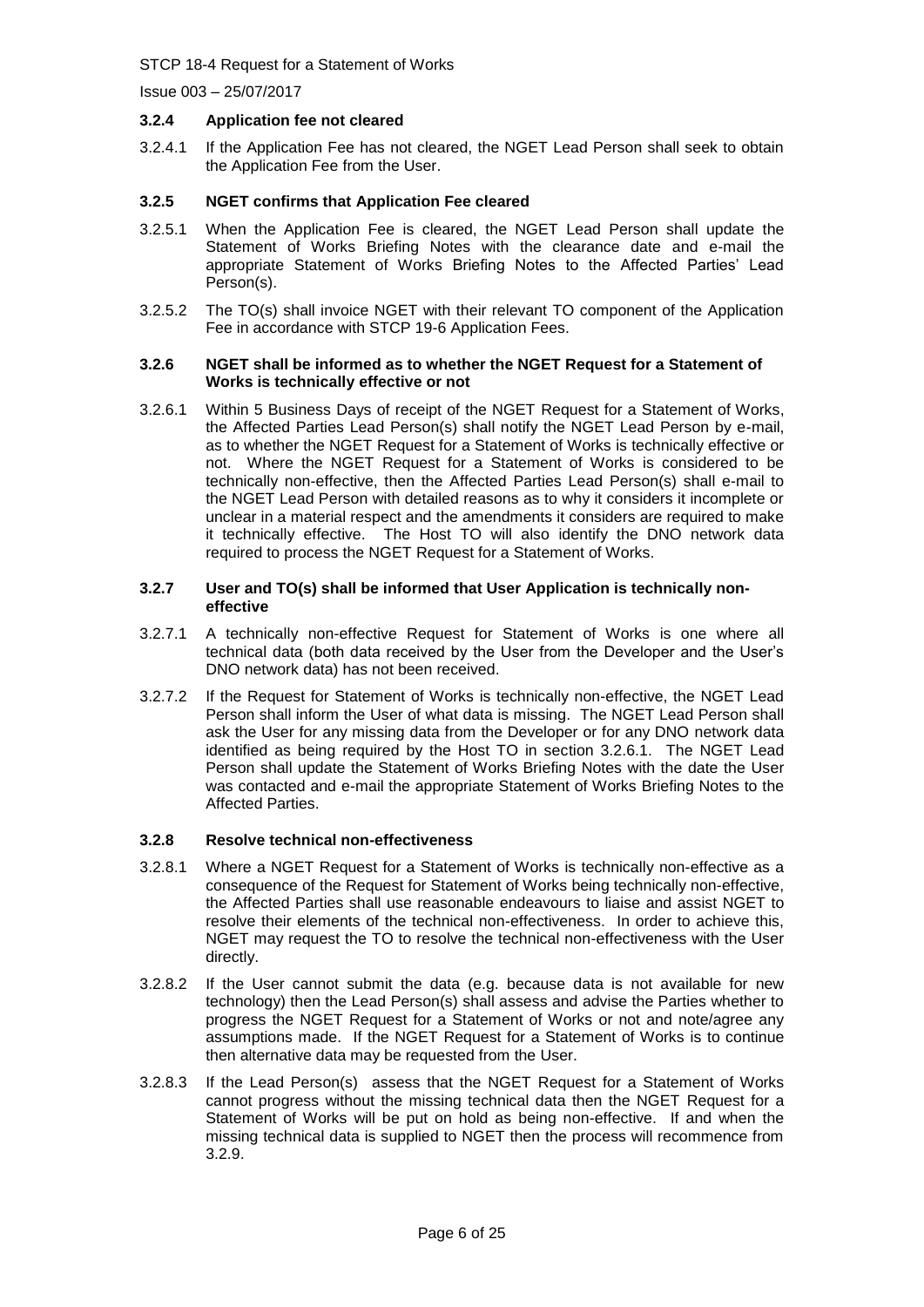### 3.2.4 Application fee not cleared

3.2.4.1 If the Application Fee has not cleared, the NGET Lead Person shall seek to obtain the Application Fee from the User.

### 3.2.5 NGET confirms that Application Fee cleared

3.2.5.1 When the Application Fee is cleared, the NGET Lead Person shall update the Statement of Works Briefing Notes with the clearance date and e-mail the appropriate Statement of Works Briefing Notes to the Affected Parties' Lead Person(s).

3.2.5.2 The TO(s) shall invoice NGET with their relevant TO component of the Application Fee in accordance with STCP 19-6 Application Fees.

### 3.2.6 NGET shall be informed as to whether the NGET Request for a Statement of Works is technically effective or not

3.2.6.1 Within 5 Business Days of receipt of the NGET Request for a Statement of Works, the Affected Parties Lead Person(s) shall notify the NGET Lead Person by e-mail, as to whether the NGET Request for a Statement of Works is technically effective or not. Where the NGET Request for a Statement of Works is considered to be technically non-effective, then the Affected Parties Lead Person(s) shall e-mail to the NGET Lead Person with detailed reasons as to why it considers it incomplete or unclear in a material respect and the amendments it considers are required to make it technically effective. The Host TO will also identify the DNO network data required to process the NGET Request for a Statement of Works.

### 3.2.7 User and TO(s) shall be informed that User Application is technically non-effective

3.2.7.1 A technically non-effective Request for Statement of Works is one where all technical data (both data received by the User from the Developer and the User's DNO network data) has not been received.

3.2.7.2 If the Request for Statement of Works is technically non-effective, the NGET Lead Person shall inform the User of what data is missing. The NGET Lead Person shall ask the User for any missing data from the Developer or for any DNO network data identified as being required by the Host TO in section 3.2.6.1. The NGET Lead Person shall update the Statement of Works Briefing Notes with the date the User was contacted and e-mail the appropriate Statement of Works Briefing Notes to the Affected Parties.

### 3.2.8 Resolve technical non-effectiveness

3.2.8.1 Where a NGET Request for a Statement of Works is technically non-effective as a consequence of the Request for Statement of Works being technically non-effective, the Affected Parties shall use reasonable endeavours to liaise and assist NGET to resolve their elements of the technical non-effectiveness. In order to achieve this, NGET may request the TO to resolve the technical non-effectiveness with the User directly.

3.2.8.2 If the User cannot submit the data (e.g. because data is not available for new technology) then the Lead Person(s) shall assess and advise the Parties whether to progress the NGET Request for a Statement of Works or not and note/agree any assumptions made. If the NGET Request for a Statement of Works is to continue then alternative data may be requested from the User.

3.2.8.3 If the Lead Person(s) assess that the NGET Request for a Statement of Works cannot progress without the missing technical data then the NGET Request for a Statement of Works will be put on hold as being non-effective. If and when the missing technical data is supplied to NGET then the process will recommence from 3.2.9.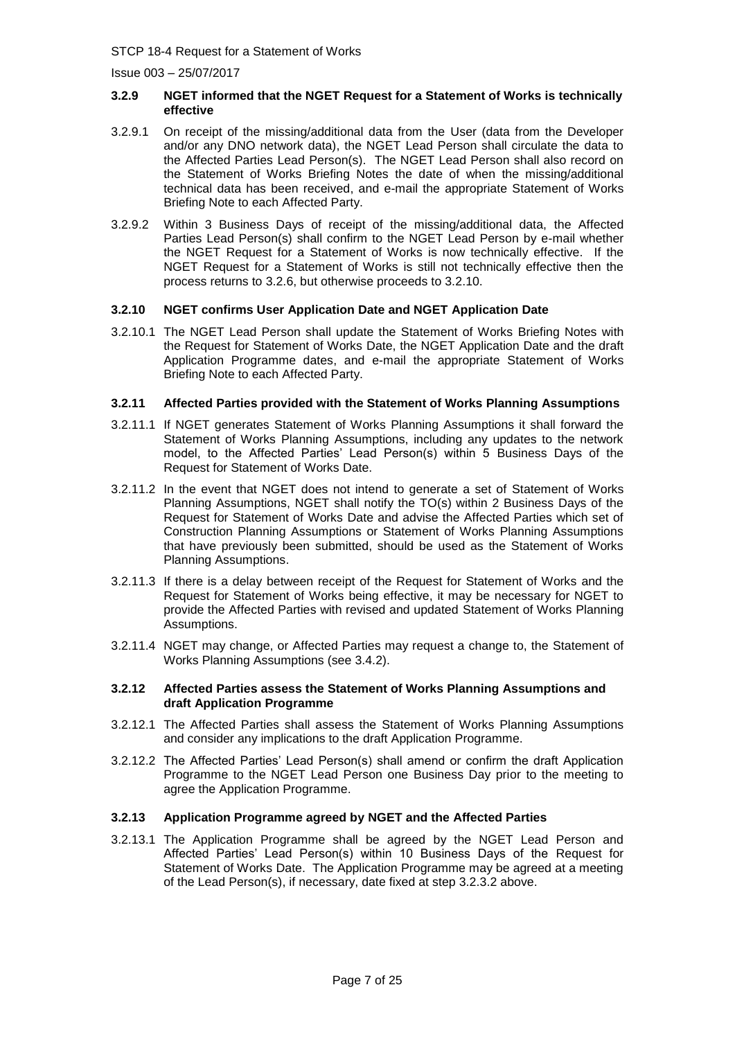### 3.2.9 NGET informed that the NGET Request for a Statement of Works is technically effective

3.2.9.1 On receipt of the missing/additional data from the User (data from the Developer and/or any DNO network data), the NGET Lead Person shall circulate the data to the Affected Parties Lead Person(s). The NGET Lead Person shall also record on the Statement of Works Briefing Notes the date of when the missing/additional technical data has been received, and e-mail the appropriate Statement of Works Briefing Note to each Affected Party.

3.2.9.2 Within 3 Business Days of receipt of the missing/additional data, the Affected Parties Lead Person(s) shall confirm to the NGET Lead Person by e-mail whether the NGET Request for a Statement of Works is now technically effective. If the NGET Request for a Statement of Works is still not technically effective then the process returns to 3.2.6, but otherwise proceeds to 3.2.10.

### 3.2.10 NGET confirms User Application Date and NGET Application Date

3.2.10.1 The NGET Lead Person shall update the Statement of Works Briefing Notes with the Request for Statement of Works Date, the NGET Application Date and the draft Application Programme dates, and e-mail the appropriate Statement of Works Briefing Note to each Affected Party.

### 3.2.11 Affected Parties provided with the Statement of Works Planning Assumptions

3.2.11.1 If NGET generates Statement of Works Planning Assumptions it shall forward the Statement of Works Planning Assumptions, including any updates to the network model, to the Affected Parties' Lead Person(s) within 5 Business Days of the Request for Statement of Works Date.

3.2.11.2 In the event that NGET does not intend to generate a set of Statement of Works Planning Assumptions, NGET shall notify the TO(s) within 2 Business Days of the Request for Statement of Works Date and advise the Affected Parties which set of Construction Planning Assumptions or Statement of Works Planning Assumptions that have previously been submitted, should be used as the Statement of Works Planning Assumptions.

3.2.11.3 If there is a delay between receipt of the Request for Statement of Works and the Request for Statement of Works being effective, it may be necessary for NGET to provide the Affected Parties with revised and updated Statement of Works Planning Assumptions.

3.2.11.4 NGET may change, or Affected Parties may request a change to, the Statement of Works Planning Assumptions (see 3.4.2).

### 3.2.12 Affected Parties assess the Statement of Works Planning Assumptions and draft Application Programme

3.2.12.1 The Affected Parties shall assess the Statement of Works Planning Assumptions and consider any implications to the draft Application Programme.

3.2.12.2 The Affected Parties' Lead Person(s) shall amend or confirm the draft Application Programme to the NGET Lead Person one Business Day prior to the meeting to agree the Application Programme.

### 3.2.13 Application Programme agreed by NGET and the Affected Parties

3.2.13.1 The Application Programme shall be agreed by the NGET Lead Person and Affected Parties' Lead Person(s) within 10 Business Days of the Request for Statement of Works Date. The Application Programme may be agreed at a meeting of the Lead Person(s), if necessary, date fixed at step 3.2.3.2 above.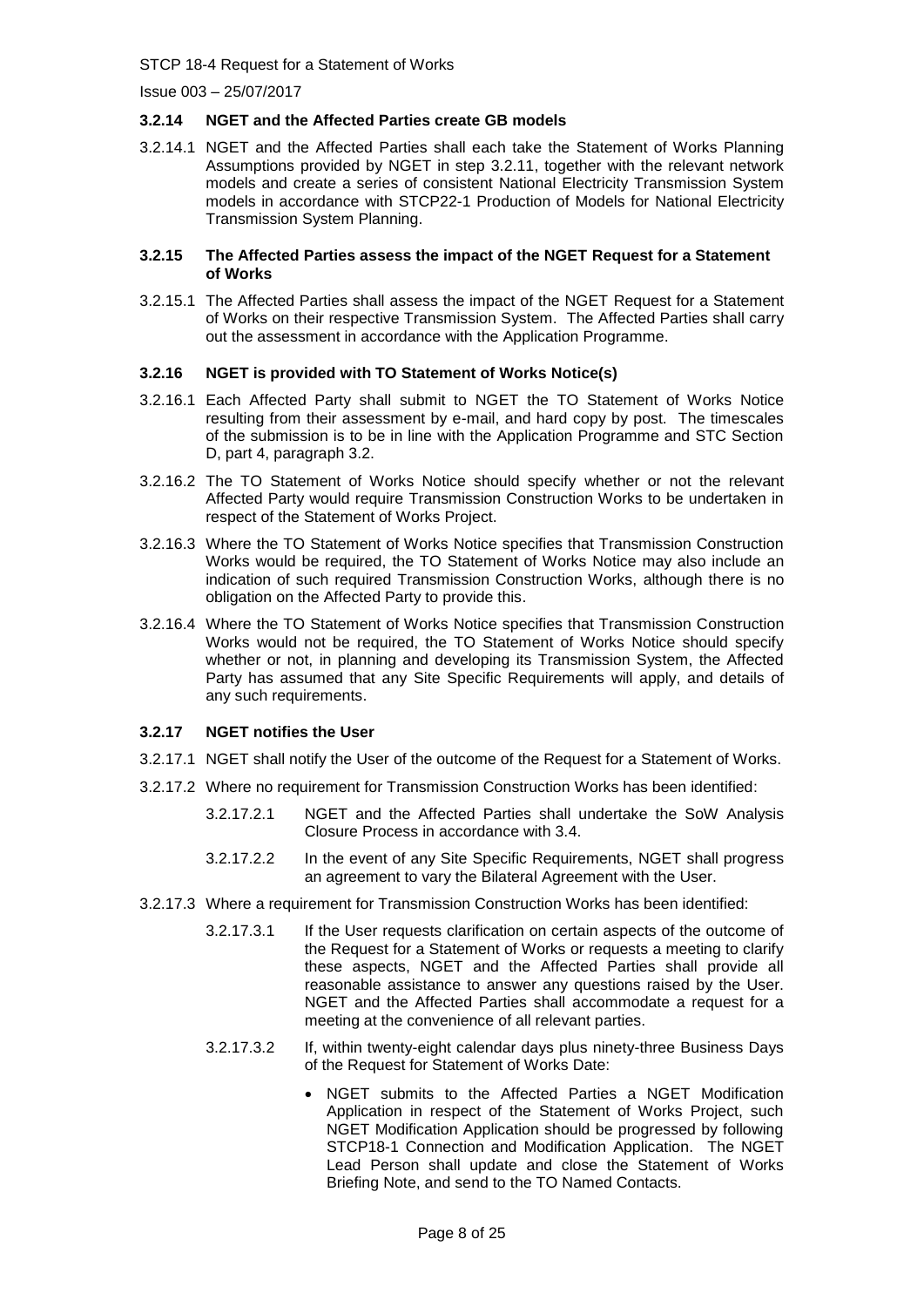### 3.2.14 NGET and the Affected Parties create GB models

3.2.14.1 NGET and the Affected Parties shall each take the Statement of Works Planning Assumptions provided by NGET in step 3.2.11, together with the relevant network models and create a series of consistent National Electricity Transmission System models in accordance with STCP22-1 Production of Models for National Electricity Transmission System Planning.

### 3.2.15 The Affected Parties assess the impact of the NGET Request for a Statement of Works

3.2.15.1 The Affected Parties shall assess the impact of the NGET Request for a Statement of Works on their respective Transmission System. The Affected Parties shall carry out the assessment in accordance with the Application Programme.

### 3.2.16 NGET is provided with TO Statement of Works Notice(s)

3.2.16.1 Each Affected Party shall submit to NGET the TO Statement of Works Notice resulting from their assessment by e-mail, and hard copy by post. The timescales of the submission is to be in line with the Application Programme and STC Section D, part 4, paragraph 3.2.

3.2.16.2 The TO Statement of Works Notice should specify whether or not the relevant Affected Party would require Transmission Construction Works to be undertaken in respect of the Statement of Works Project.

3.2.16.3 Where the TO Statement of Works Notice specifies that Transmission Construction Works would be required, the TO Statement of Works Notice may also include an indication of such required Transmission Construction Works, although there is no obligation on the Affected Party to provide this.

3.2.16.4 Where the TO Statement of Works Notice specifies that Transmission Construction Works would not be required, the TO Statement of Works Notice should specify whether or not, in planning and developing its Transmission System, the Affected Party has assumed that any Site Specific Requirements will apply, and details of any such requirements.

### 3.2.17 NGET notifies the User

3.2.17.1 NGET shall notify the User of the outcome of the Request for a Statement of Works.

3.2.17.2 Where no requirement for Transmission Construction Works has been identified:

3.2.17.2.1 NGET and the Affected Parties shall undertake the SoW Analysis Closure Process in accordance with 3.4.

3.2.17.2.2 In the event of any Site Specific Requirements, NGET shall progress an agreement to vary the Bilateral Agreement with the User.

3.2.17.3 Where a requirement for Transmission Construction Works has been identified:

3.2.17.3.1 If the User requests clarification on certain aspects of the outcome of the Request for a Statement of Works or requests a meeting to clarify these aspects, NGET and the Affected Parties shall provide all reasonable assistance to answer any questions raised by the User. NGET and the Affected Parties shall accommodate a request for a meeting at the convenience of all relevant parties.

3.2.17.3.2 If, within twenty-eight calendar days plus ninety-three Business Days of the Request for Statement of Works Date:

- NGET submits to the Affected Parties a NGET Modification Application in respect of the Statement of Works Project, such NGET Modification Application should be progressed by following STCP18-1 Connection and Modification Application. The NGET Lead Person shall update and close the Statement of Works Briefing Note, and send to the TO Named Contacts.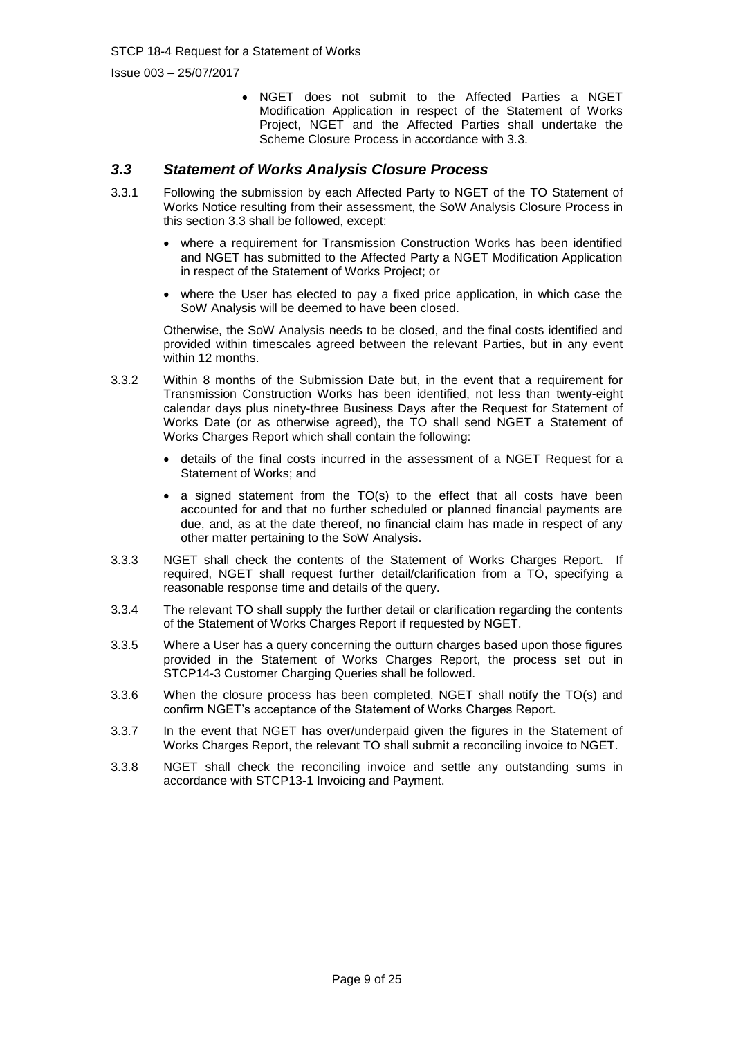- NGET does not submit to the Affected Parties a NGET Modification Application in respect of the Statement of Works Project, NGET and the Affected Parties shall undertake the Scheme Closure Process in accordance with 3.3.

### *3.3 Statement of Works Analysis Closure Process*

3.3.1 Following the submission by each Affected Party to NGET of the TO Statement of Works Notice resulting from their assessment, the SoW Analysis Closure Process in this section 3.3 shall be followed, except:

- where a requirement for Transmission Construction Works has been identified and NGET has submitted to the Affected Party a NGET Modification Application in respect of the Statement of Works Project; or
- where the User has elected to pay a fixed price application, in which case the SoW Analysis will be deemed to have been closed.

Otherwise, the SoW Analysis needs to be closed, and the final costs identified and provided within timescales agreed between the relevant Parties, but in any event within 12 months.

3.3.2 Within 8 months of the Submission Date but, in the event that a requirement for Transmission Construction Works has been identified, not less than twenty-eight calendar days plus ninety-three Business Days after the Request for Statement of Works Date (or as otherwise agreed), the TO shall send NGET a Statement of Works Charges Report which shall contain the following:

- details of the final costs incurred in the assessment of a NGET Request for a Statement of Works; and
- a signed statement from the TO(s) to the effect that all costs have been accounted for and that no further scheduled or planned financial payments are due, and, as at the date thereof, no financial claim has made in respect of any other matter pertaining to the SoW Analysis.

3.3.3 NGET shall check the contents of the Statement of Works Charges Report. If required, NGET shall request further detail/clarification from a TO, specifying a reasonable response time and details of the query.

3.3.4 The relevant TO shall supply the further detail or clarification regarding the contents of the Statement of Works Charges Report if requested by NGET.

3.3.5 Where a User has a query concerning the outturn charges based upon those figures provided in the Statement of Works Charges Report, the process set out in STCP14-3 Customer Charging Queries shall be followed.

3.3.6 When the closure process has been completed, NGET shall notify the TO(s) and confirm NGET's acceptance of the Statement of Works Charges Report.

3.3.7 In the event that NGET has over/underpaid given the figures in the Statement of Works Charges Report, the relevant TO shall submit a reconciling invoice to NGET.

3.3.8 NGET shall check the reconciling invoice and settle any outstanding sums in accordance with STCP13-1 Invoicing and Payment.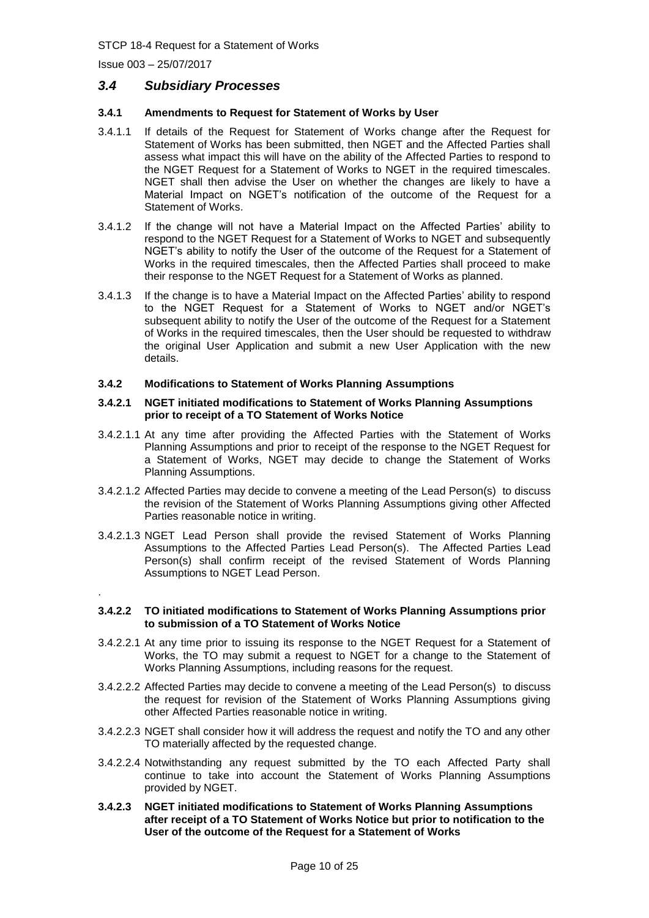## *3.4 Subsidiary Processes*

### 3.4.1 Amendments to Request for Statement of Works by User

3.4.1.1 If details of the Request for Statement of Works change after the Request for Statement of Works has been submitted, then NGET and the Affected Parties shall assess what impact this will have on the ability of the Affected Parties to respond to the NGET Request for a Statement of Works to NGET in the required timescales. NGET shall then advise the User on whether the changes are likely to have a Material Impact on NGET's notification of the outcome of the Request for a Statement of Works.

3.4.1.2 If the change will not have a Material Impact on the Affected Parties' ability to respond to the NGET Request for a Statement of Works to NGET and subsequently NGET's ability to notify the User of the outcome of the Request for a Statement of Works in the required timescales, then the Affected Parties shall proceed to make their response to the NGET Request for a Statement of Works as planned.

3.4.1.3 If the change is to have a Material Impact on the Affected Parties' ability to respond to the NGET Request for a Statement of Works to NGET and/or NGET's subsequent ability to notify the User of the outcome of the Request for a Statement of Works in the required timescales, then the User should be requested to withdraw the original User Application and submit a new User Application with the new details.

### 3.4.2 Modifications to Statement of Works Planning Assumptions

#### 3.4.2.1 NGET initiated modifications to Statement of Works Planning Assumptions prior to receipt of a TO Statement of Works Notice

3.4.2.1.1 At any time after providing the Affected Parties with the Statement of Works Planning Assumptions and prior to receipt of the response to the NGET Request for a Statement of Works, NGET may decide to change the Statement of Works Planning Assumptions.

3.4.2.1.2 Affected Parties may decide to convene a meeting of the Lead Person(s) to discuss the revision of the Statement of Works Planning Assumptions giving other Affected Parties reasonable notice in writing.

3.4.2.1.3 NGET Lead Person shall provide the revised Statement of Works Planning Assumptions to the Affected Parties Lead Person(s). The Affected Parties Lead Person(s) shall confirm receipt of the revised Statement of Words Planning Assumptions to NGET Lead Person.

.

#### 3.4.2.2 TO initiated modifications to Statement of Works Planning Assumptions prior to submission of a TO Statement of Works Notice

3.4.2.2.1 At any time prior to issuing its response to the NGET Request for a Statement of Works, the TO may submit a request to NGET for a change to the Statement of Works Planning Assumptions, including reasons for the request.

3.4.2.2.2 Affected Parties may decide to convene a meeting of the Lead Person(s) to discuss the request for revision of the Statement of Works Planning Assumptions giving other Affected Parties reasonable notice in writing.

3.4.2.2.3 NGET shall consider how it will address the request and notify the TO and any other TO materially affected by the requested change.

3.4.2.2.4 Notwithstanding any request submitted by the TO each Affected Party shall continue to take into account the Statement of Works Planning Assumptions provided by NGET.

#### 3.4.2.3 NGET initiated modifications to Statement of Works Planning Assumptions after receipt of a TO Statement of Works Notice but prior to notification to the User of the outcome of the Request for a Statement of Works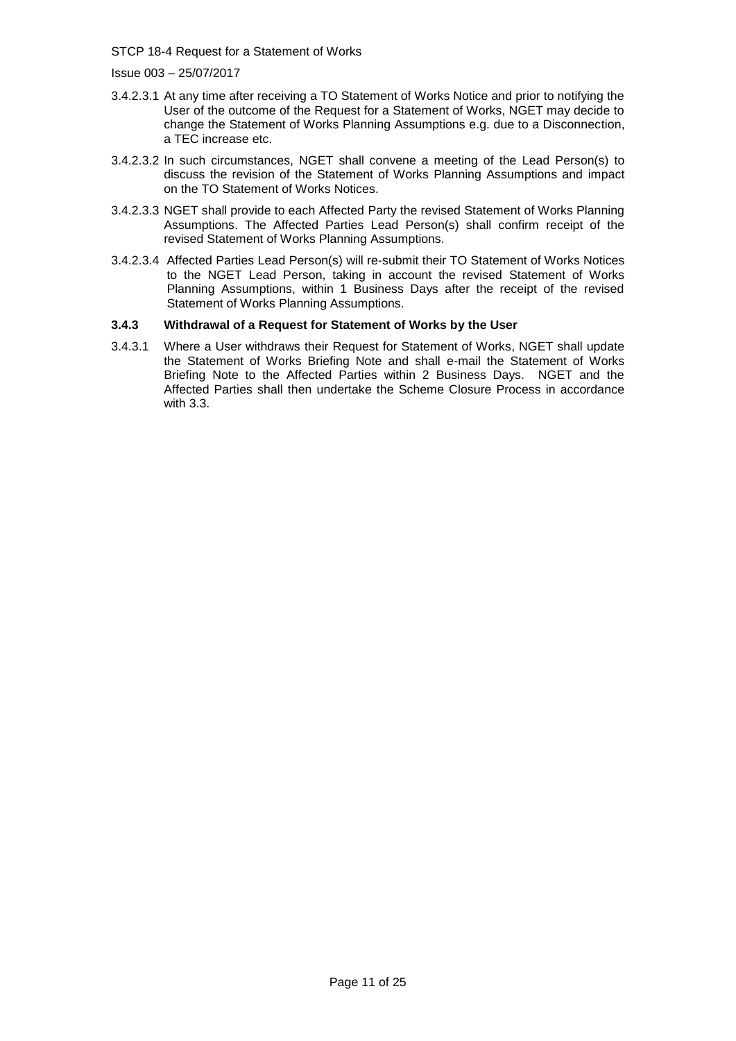3.4.2.3.1 At any time after receiving a TO Statement of Works Notice and prior to notifying the User of the outcome of the Request for a Statement of Works, NGET may decide to change the Statement of Works Planning Assumptions e.g. due to a Disconnection, a TEC increase etc.

3.4.2.3.2 In such circumstances, NGET shall convene a meeting of the Lead Person(s) to discuss the revision of the Statement of Works Planning Assumptions and impact on the TO Statement of Works Notices.

3.4.2.3.3 NGET shall provide to each Affected Party the revised Statement of Works Planning Assumptions. The Affected Parties Lead Person(s) shall confirm receipt of the revised Statement of Works Planning Assumptions.

3.4.2.3.4 Affected Parties Lead Person(s) will re-submit their TO Statement of Works Notices to the NGET Lead Person, taking in account the revised Statement of Works Planning Assumptions, within 1 Business Days after the receipt of the revised Statement of Works Planning Assumptions.

### 3.4.3 Withdrawal of a Request for Statement of Works by the User

3.4.3.1 Where a User withdraws their Request for Statement of Works, NGET shall update the Statement of Works Briefing Note and shall e-mail the Statement of Works Briefing Note to the Affected Parties within 2 Business Days. NGET and the Affected Parties shall then undertake the Scheme Closure Process in accordance with 3.3.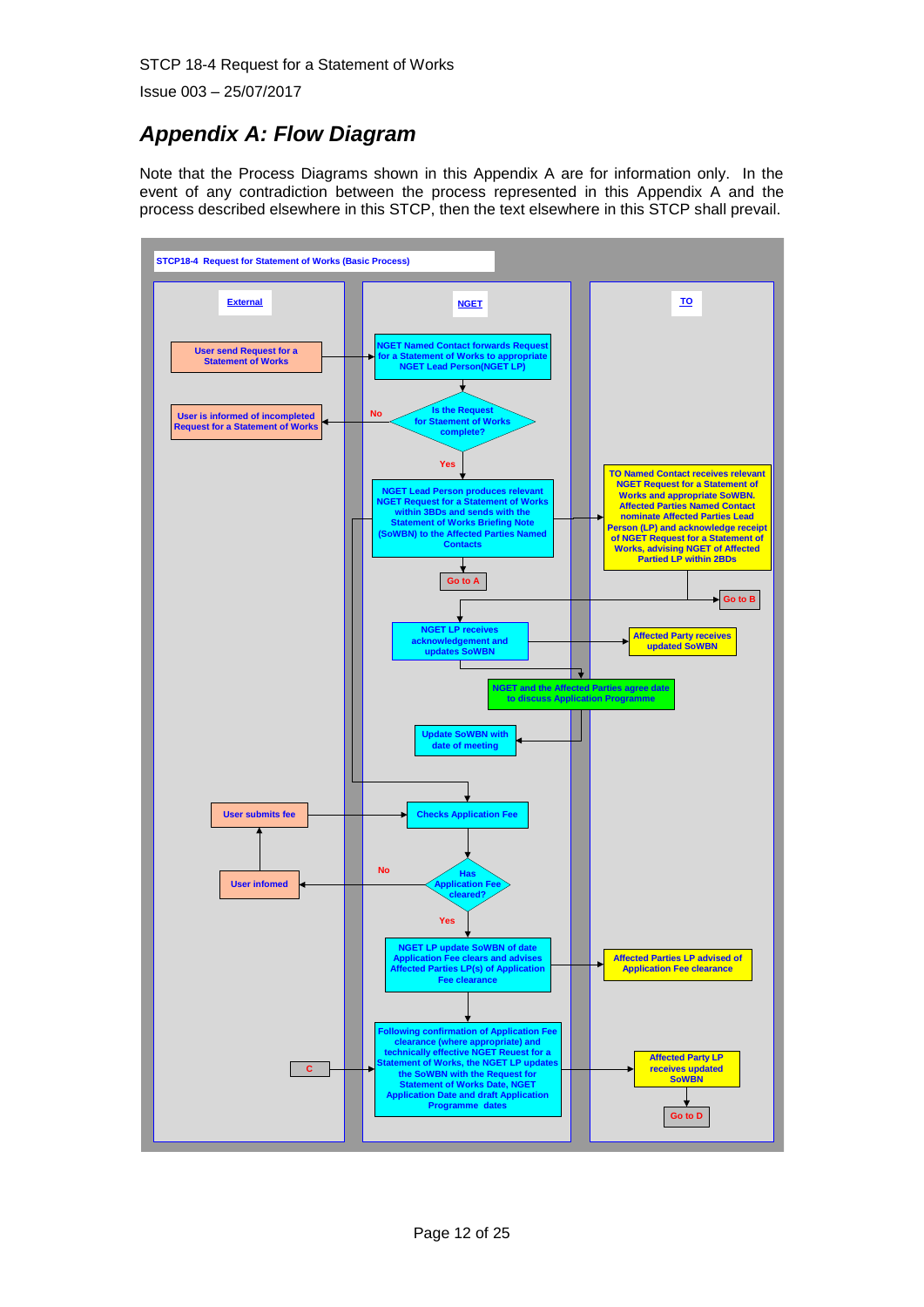## Appendix A: Flow Diagram

Note that the Process Diagrams shown in this Appendix A are for information only. In the event of any contradiction between the process represented in this Appendix A and the process described elsewhere in this STCP, then the text elsewhere in this STCP shall prevail.

**STCP18-4 Request for Statement of Works (Basic Process)**

| External | NGET | TO |
| --- | --- | --- |
| User send Request for a Statement of Works | NGET Named Contact forwards Request for a Statement of Works to appropriate NGET Lead Person(NGET LP) | |
| User is informed of incompleted Request for a Statement of Works | Is the Request for Staement of Works complete? (No → User informed; Yes → continue) | |
| | NGET Lead Person produces relevant NGET Request for a Statement of Works within 3BDs and sends with the Statement of Works Briefing Note (SoWBN) to the Affected Parties Named Contacts | TO Named Contact receives relevant NGET Request for a Statement of Works and appropriate SoWBN. Affected Parties Named Contact nominate Affected Parties Lead Person (LP) and acknowledge receipt of NGET Request for a Statement of Works, advising NGET of Affected Partied LP within 2BDs |
| | Go to A | Go to B |
| | NGET LP receives acknowledgement and updates SoWBN | Affected Party receives updated SoWBN |
| | NGET and the Affected Parties agree date to discuss Application Programme | |
| | Update SoWBN with date of meeting | |
| User submits fee | Checks Application Fee | |
| User infomed | Has Application Fee cleared? (No → User infomed; Yes → continue) | |
| | NGET LP update SoWBN of date Application Fee clears and advises Affected Parties LP(s) of Application Fee clearance | Affected Parties LP advised of Application Fee clearance |
| C | Following confirmation of Application Fee clearance (where appropriate) and technically effective NGET Request for a Statement of Works, the NGET LP updates the SoWBN with the Request for Statement of Works Date, NGET Application Date and draft Application Programme dates | Affected Party LP receives updated SoWBN |
| | | Go to D |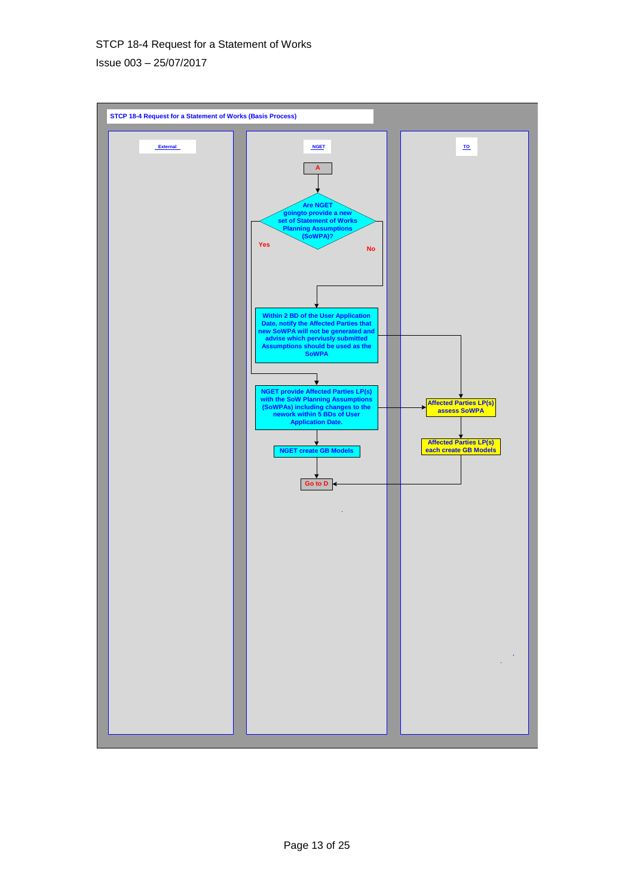**STCP 18-4 Request for a Statement of Works (Basis Process)**

| External | NGET | TO |
|---|---|---|
| | A | |
| | Are NGET goingto provide a new set of Statement of Works Planning Assumptions (SoWPA)? (Yes / No) | |
| | No: Within 2 BD of the User Application Date, notify the Affected Parties that new SoWPA will not be generated and advise which perviusly submitted Assumptions should be used as the SoWPA | |
| | Yes: NGET provide Affected Parties LP(s) with the SoW Planning Assumptions (SoWPAs) including changes to the nework within 5 BDs of User Application Date. | Affected Parties LP(s) assess SoWPA |
| | NGET create GB Models | Affected Parties LP(s) each create GB Models |
| | Go to D | |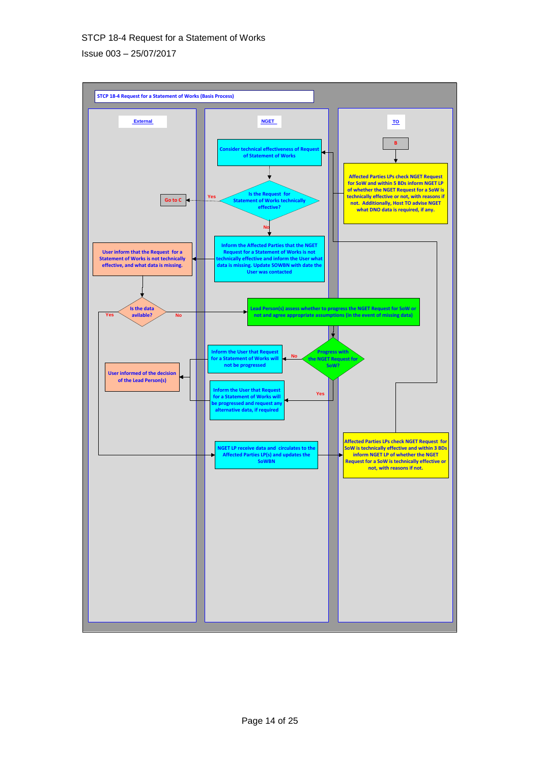STCP 18-4 Request for a Statement of Works

Issue 003 – 25/07/2017

**STCP 18-4 Request for a Statement of Works (Basis Process)**

**External**

**NGET**

**TO**

B

Affected Parties LPs check NGET Request for SoW and within 5 BDs inform NGET LP of whether the NGET Request for a SoW is technically effective or not, with reasons if not. Additionally, Host TO advise NGET what DNO data is required, if any.

Consider technical effectiveness of Request of Statement of Works

Is the Request for Statement of Works technically effective?

Yes

Go to C

No

Inform the Affected Parties that the NGET Request for a Statement of Works is not technically effective and inform the User what data is missing. Update SOWBN with date the User was contacted

User inform that the Request for a Statement of Works is not technically effective, and what data is missing.

Is the data avilable?

Yes

No

Lead Person(s) assess whether to progress the NGET Request for SoW or not and agree appropriate assumptions (in the event of missing data)

Progress with the NGET Request for SoW?

No

Inform the User that Request for a Statement of Works will not be progressed

Yes

Inform the User that Request for a Statement of Works will be progressed and request any alternative data, if required

User informed of the decision of the Lead Person(s)

NGET LP receive data and circulates to the Affected Parties LP(s) and updates the SoWBN

Affected Parties LPs check NGET Request for SoW is technically effective and within 3 BDs inform NGET LP of whether the NGET Request for a SoW is technically effective or not, with reasons if not.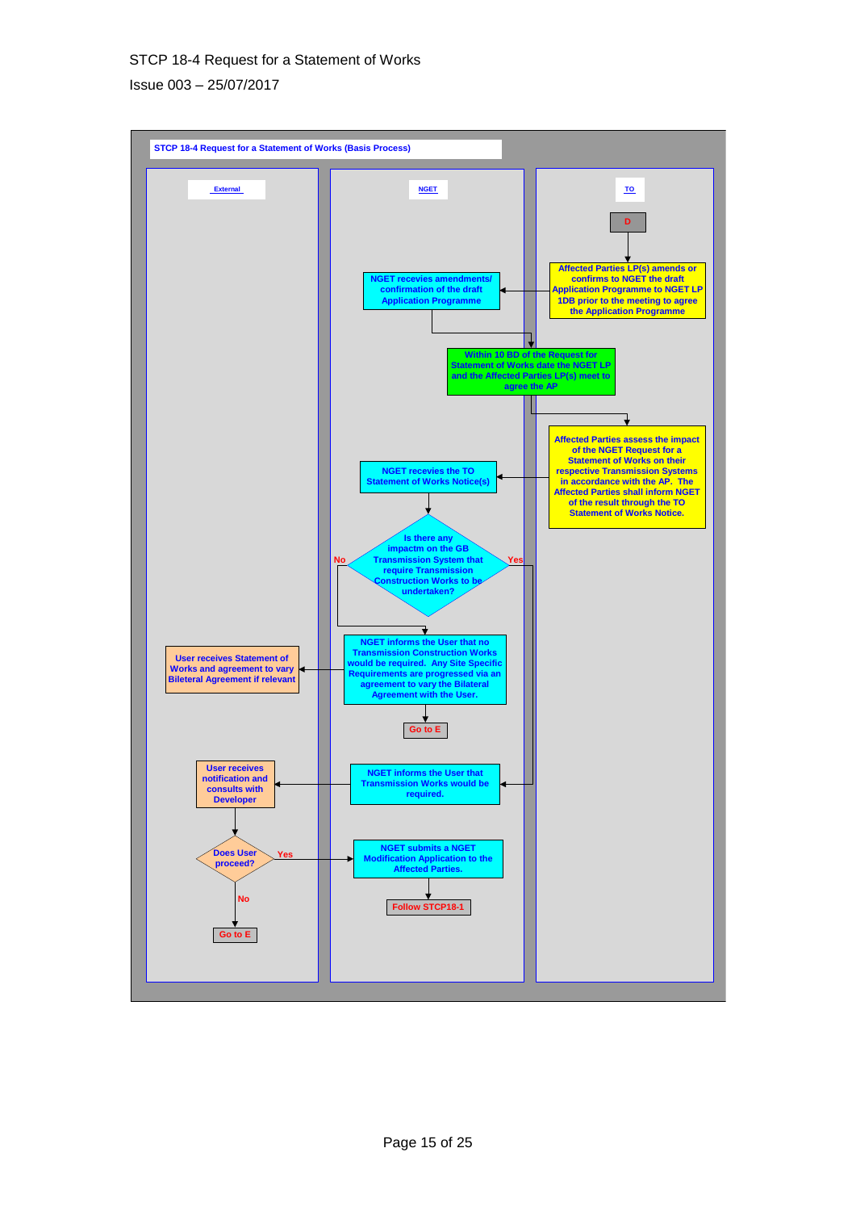**STCP 18-4 Request for a Statement of Works (Basis Process)**

| External | NGET | TO |
|---|---|---|
| | | D |
| | NGET recevies amendments/ confirmation of the draft Application Programme | Affected Parties LP(s) amends or confirms to NGET the draft Application Programme to NGET LP 1DB prior to the meeting to agree the Application Programme |
| | Within 10 BD of the Request for Statement of Works date the NGET LP and the Affected Parties LP(s) meet to agree the AP | |
| | NGET recevies the TO Statement of Works Notice(s) | Affected Parties assess the impact of the NGET Request for a Statement of Works on their respective Transmission Systems in accordance with the AP. The Affected Parties shall inform NGET of the result through the TO Statement of Works Notice. |
| | Is there any impactm on the GB Transmission System that require Transmission Construction Works to be undertaken? (No / Yes) | |
| User receives Statement of Works and agreement to vary Bileteral Agreement if relevant | No: NGET informs the User that no Transmission Construction Works would be required. Any Site Specific Requirements are progressed via an agreement to vary the Bilateral Agreement with the User. | |
| | Go to E | |
| User receives notification and consults with Developer | Yes: NGET informs the User that Transmission Works would be required. | |
| Does User proceed? (Yes / No) | Yes: NGET submits a NGET Modification Application to the Affected Parties. | |
| No: Go to E | Follow STCP18-1 | |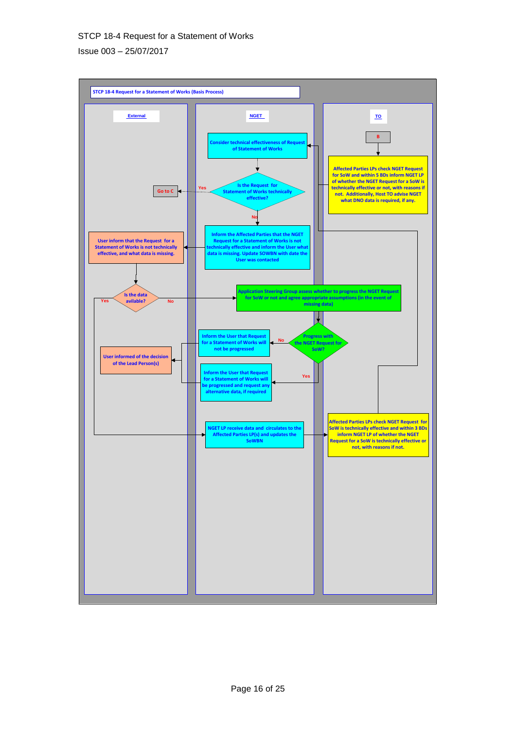**STCP 18-4 Request for a Statement of Works (Basis Process)**

**External**

**NGET**

**TO**

B

Affected Parties LPs check NGET Request for SoW and within 5 BDs inform NGET LP of whether the NGET Request for a SoW is technically effective or not, with reasons if not. Additionally, Host TO advise NGET what DNO data is required, if any.

Consider technical effectiveness of Request of Statement of Works

Is the Request for Statement of Works technically effective?

Yes → Go to C

No → Inform the Affected Parties that the NGET Request for a Statement of Works is not technically effective and inform the User what data is missing. Update SOWBN with date the User was contacted

User inform that the Request for a Statement of Works is not technically effective, and what data is missing.

Is the data avilable?

No → Application Steering Group assess whether to progress the NGET Request for SoW or not and agree appropriate assumptions (in the event of missing data)

Progress with the NGET Request for SoW?

No → Inform the User that Request for a Statement of Works will not be progressed

Yes → Inform the User that Request for a Statement of Works will be progressed and request any alternative data, if required

User informed of the decision of the Lead Person(s)

Yes (data available) → NGET LP receive data and circulates to the Affected Parties LP(s) and updates the SoWBN

Affected Parties LPs check NGET Request for SoW is technically effective and within 3 BDs inform NGET LP of whether the NGET Request for a SoW is technically effective or not, with reasons if not.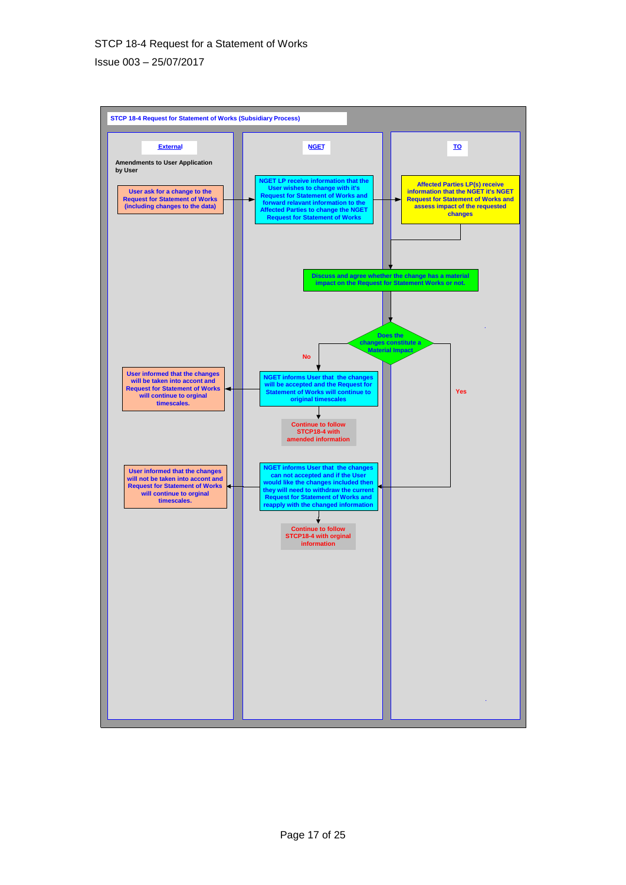## STCP 18-4 Request for Statement of Works (Subsidiary Process)

**External** | **NGET** | **TO**

**Amendments to User Application by User**

**External:** User ask for a change to the Request for Statement of Works (including changes to the data)

**NGET:** NGET LP receive information that the User wishes to change with it's Request for Statement of Works and forward relavant information to the Affected Parties to change the NGET Request for Statement of Works

**TO:** Affected Parties LP(s) receive information that the NGET it's NGET Request for Statement of Works and assess impact of the requested changes

**NGET/TO:** Discuss and agree whether the change has a material impact on the Request for Statement Works or not.

**Decision:** Does the changes constitute a Material Impact

**No:**

- **NGET:** NGET informs User that the changes will be accepted and the Request for Statement of Works will continue to original timescales
- **External:** User informed that the changes will be taken into account and Request for Statement of Works will continue to orginal timescales.
- Continue to follow STCP18-4 with amended information

**Yes:**

- **NGET:** NGET informs User that the changes can not accepted and if the User would like the changes included then they will need to withdraw the current Request for Statement of Works and reapply with the changed information
- **External:** User informed that the changes will not be taken into accont and Request for Statement of Works will continue to orginal timescales.
- Continue to follow STCP18-4 with orginal information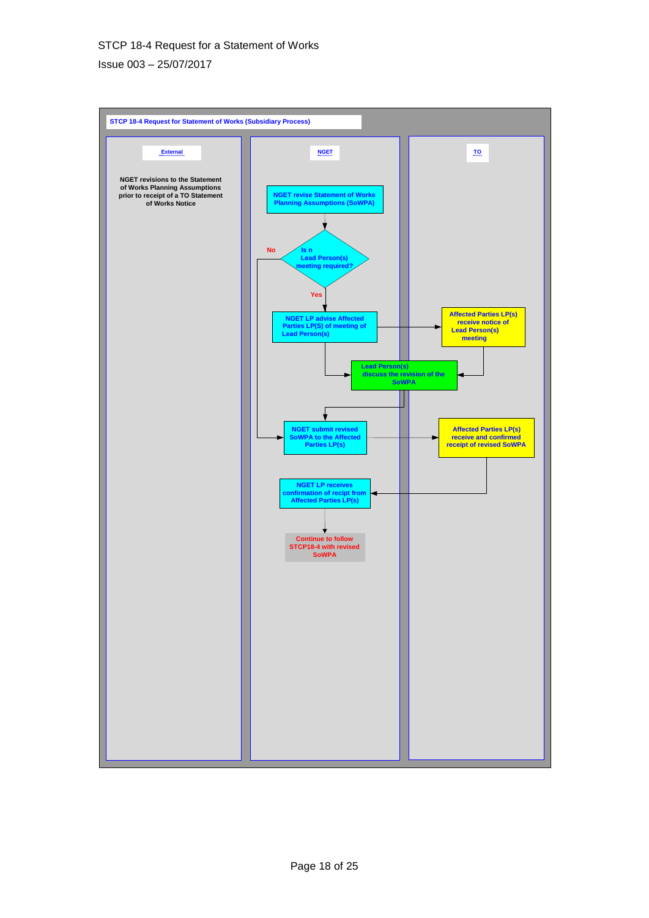STCP 18-4 Request for Statement of Works (Subsidiary Process)

**External**

NGET revisions to the Statement of Works Planning Assumptions prior to receipt of a TO Statement of Works Notice

**NGET**

NGET revise Statement of Works Planning Assumptions (SoWPA)

Is n Lead Person(s) meeting required?

No

Yes

NGET LP advise Affected Parties LP(S) of meeting of Lead Person(s)

Lead Person(s) discuss the revision of the SoWPA

NGET submit revised SoWPA to the Affected Parties LP(s)

NGET LP receives confirmation of recipt from Affected Parties LP(s)

Continue to follow STCP18-4 with revised SoWPA

**TO**

Affected Parties LP(s) receive notice of Lead Person(s) meeting

Affected Parties LP(s) receive and confirmed receipt of revised SoWPA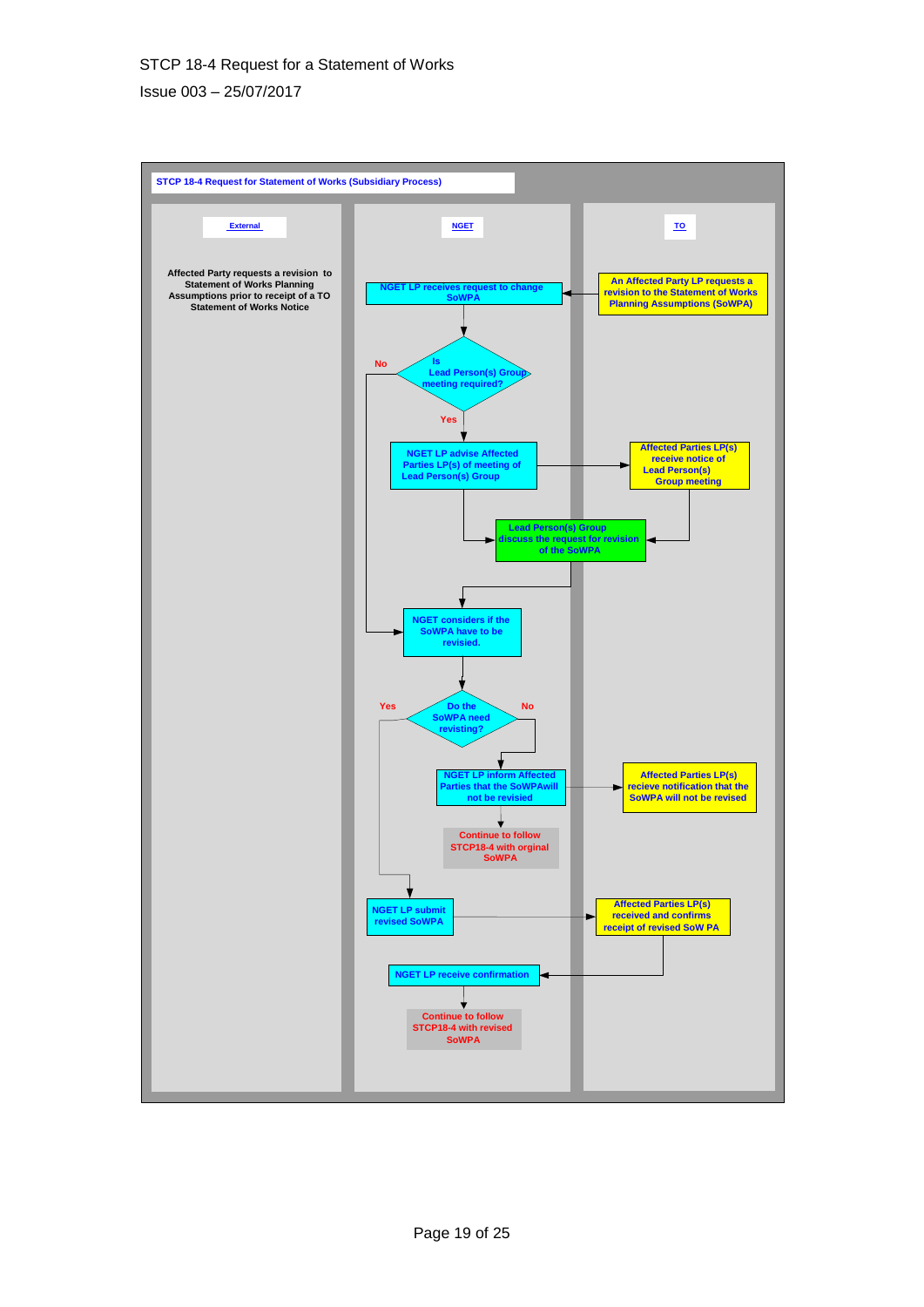STCP 18-4 Request for a Statement of Works

Issue 003 – 25/07/2017

**STCP 18-4 Request for Statement of Works (Subsidiary Process)**

| External | NGET | TO |
|---|---|---|
| Affected Party requests a revision to Statement of Works Planning Assumptions prior to receipt of a TO Statement of Works Notice | NGET LP receives request to change SoWPA | An Affected Party LP requests a revision to the Statement of Works Planning Assumptions (SoWPA) |
| | Is Lead Person(s) Group meeting required? (No → NGET considers if the SoWPA have to be revisied.; Yes → NGET LP advise Affected Parties LP(s) of meeting of Lead Person(s) Group) | |
| | NGET LP advise Affected Parties LP(s) of meeting of Lead Person(s) Group | Affected Parties LP(s) receive notice of Lead Person(s) Group meeting |
| | Lead Person(s) Group discuss the request for revision of the SoWPA | |
| | NGET considers if the SoWPA have to be revisied. | |
| | Do the SoWPA need revisting? (Yes → NGET LP submit revised SoWPA; No → NGET LP inform Affected Parties that the SoWPAwill not be revised) | |
| | NGET LP inform Affected Parties that the SoWPAwill not be revised | Affected Parties LP(s) recieve notification that the SoWPA will not be revised |
| | Continue to follow STCP18-4 with orginal SoWPA | |
| | NGET LP submit revised SoWPA | Affected Parties LP(s) received and confirms receipt of revised SoW PA |
| | NGET LP receive confirmation | |
| | Continue to follow STCP18-4 with revised SoWPA | |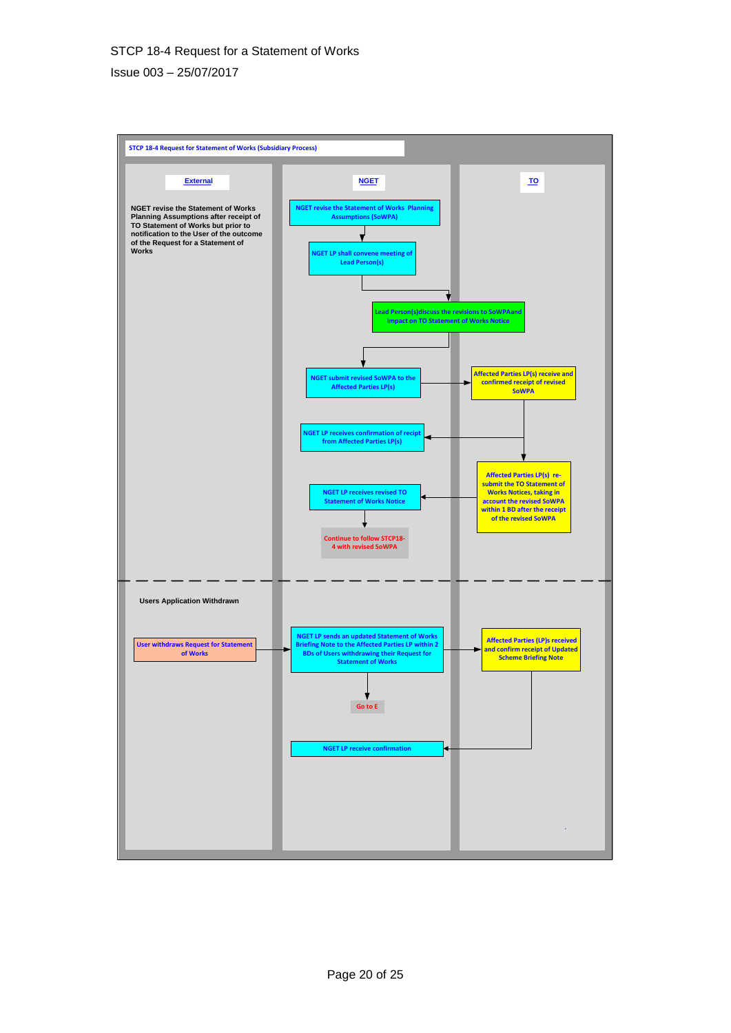STCP 18-4 Request for a Statement of Works

Issue 003 – 25/07/2017

**STCP 18-4 Request for Statement of Works (Subsidiary Process)**

| External | NGET | TO |
|---|---|---|
| NGET revise the Statement of Works Planning Assumptions after receipt of TO Statement of Works but prior to notification to the User of the outcome of the Request for a Statement of Works | NGET revise the Statement of Works Planning Assumptions (SoWPA) | |
| | NGET LP shall convene meeting of Lead Person(s) | |
| | Lead Person(s)discuss the revisions to SoWPAand impact on TO Statement of Works Notice | |
| | NGET submit revised SoWPA to the Affected Parties LP(s) | Affected Parties LP(s) receive and confirmed receipt of revised SoWPA |
| | NGET LP receives confirmation of recipt from Affected Parties LP(s) | |
| | NGET LP receives revised TO Statement of Works Notice | Affected Parties LP(s) re-submit the TO Statement of Works Notices, taking in account the revised SoWPA within 1 BD after the receipt of the revised SoWPA |
| | Continue to follow STCP18-4 with revised SoWPA | |

**Users Application Withdrawn**

| External | NGET | TO |
|---|---|---|
| User withdraws Request for Statement of Works | NGET LP sends an updated Statement of Works Briefing Note to the Affected Parties LP within 2 BDs of Users withdrawing their Request for Statement of Works | Affected Parties (LP)s received and confirm receipt of Updated Scheme Briefing Note |
| | Go to E | |
| | NGET LP receive confirmation | |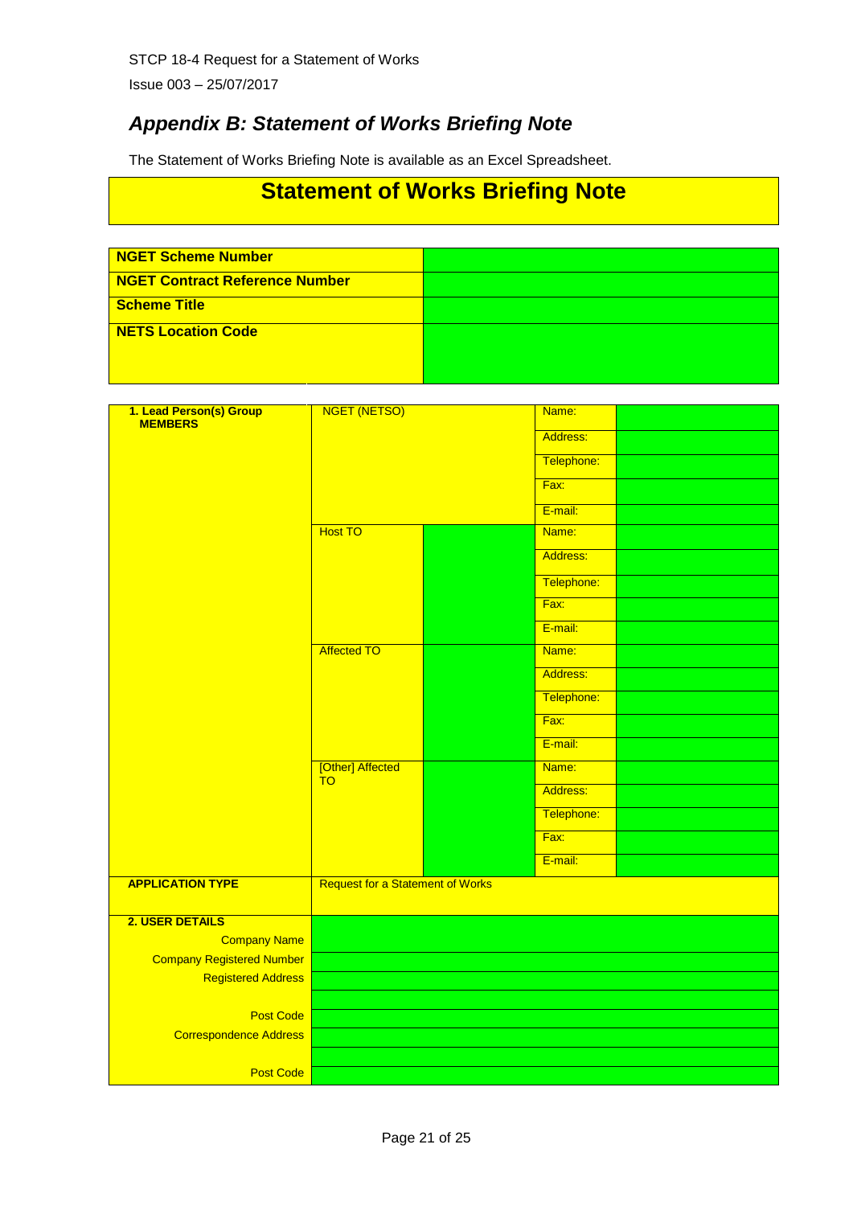## Appendix B: Statement of Works Briefing Note

The Statement of Works Briefing Note is available as an Excel Spreadsheet.

# Statement of Works Briefing Note

| | |
|---|---|
| **NGET Scheme Number** | |
| **NGET Contract Reference Number** | |
| **Scheme Title** | |
| **NETS Location Code** | |

| | | | | |
|---|---|---|---|---|
| **1. Lead Person(s) Group MEMBERS** | NGET (NETSO) | | Name: | |
| | | | Address: | |
| | | | Telephone: | |
| | | | Fax: | |
| | | | E-mail: | |
| | Host TO | | Name: | |
| | | | Address: | |
| | | | Telephone: | |
| | | | Fax: | |
| | | | E-mail: | |
| | Affected TO | | Name: | |
| | | | Address: | |
| | | | Telephone: | |
| | | | Fax: | |
| | | | E-mail: | |
| | [Other] Affected TO | | Name: | |
| | | | Address: | |
| | | | Telephone: | |
| | | | Fax: | |
| | | | E-mail: | |
| **APPLICATION TYPE** | Request for a Statement of Works | | | |
| **2. USER DETAILS** | | | | |
| Company Name | | | | |
| Company Registered Number | | | | |
| Registered Address | | | | |
| | | | | |
| Post Code | | | | |
| Correspondence Address | | | | |
| | | | | |
| Post Code | | | | |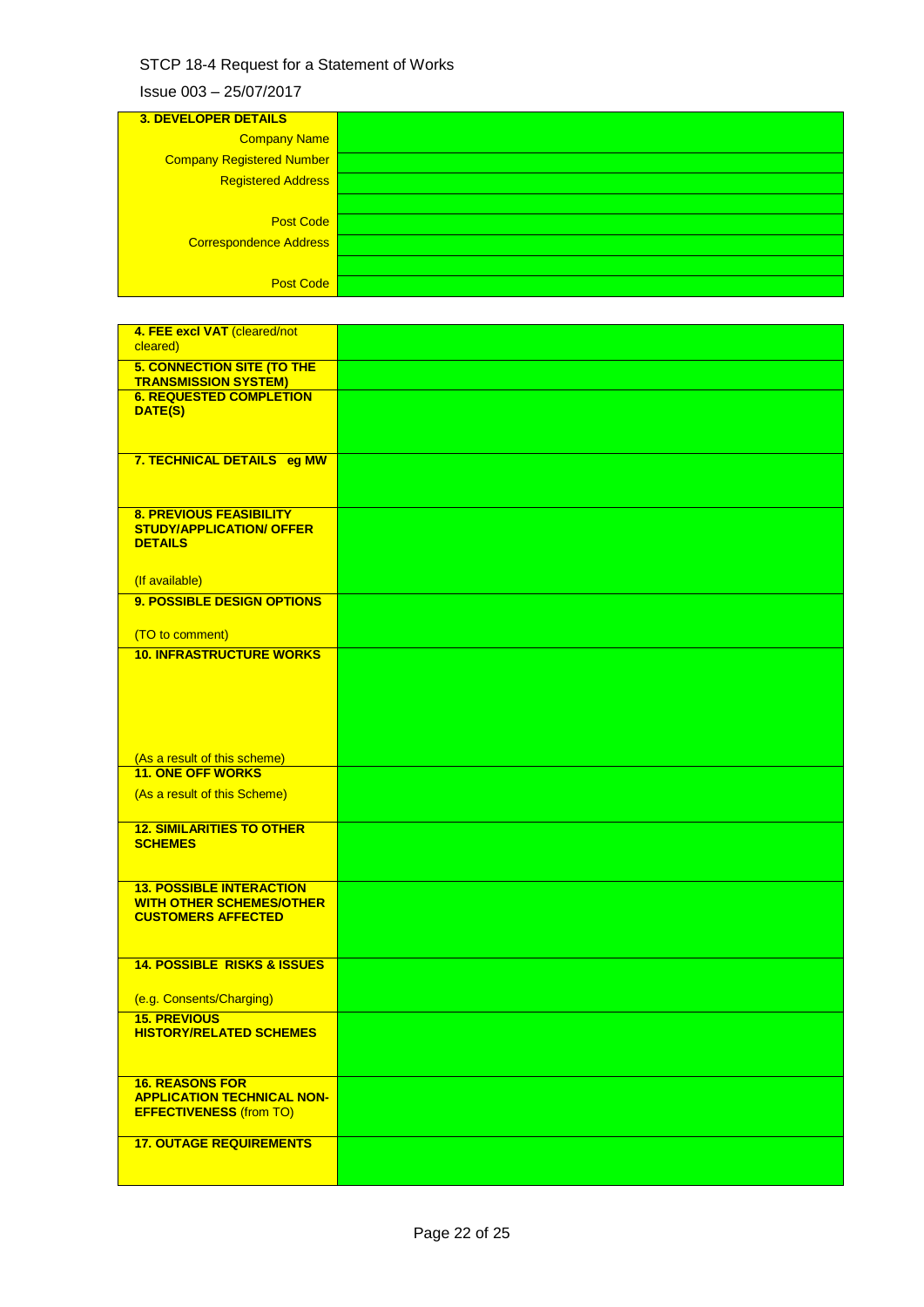| **3. DEVELOPER DETAILS** | |
|---|---|
| Company Name | |
| Company Registered Number | |
| Registered Address | |
| | |
| Post Code | |
| Correspondence Address | |
| | |
| Post Code | |

| **4. FEE excl VAT** (cleared/not cleared) | |
|---|---|
| **5. CONNECTION SITE (TO THE TRANSMISSION SYSTEM)** | |
| **6. REQUESTED COMPLETION DATE(S)** | |
| **7. TECHNICAL DETAILS eg MW** | |
| **8. PREVIOUS FEASIBILITY STUDY/APPLICATION/ OFFER DETAILS** (If available) | |
| **9. POSSIBLE DESIGN OPTIONS** (TO to comment) | |
| **10. INFRASTRUCTURE WORKS** (As a result of this scheme) | |
| **11. ONE OFF WORKS** (As a result of this Scheme) | |
| **12. SIMILARITIES TO OTHER SCHEMES** | |
| **13. POSSIBLE INTERACTION WITH OTHER SCHEMES/OTHER CUSTOMERS AFFECTED** | |
| **14. POSSIBLE RISKS & ISSUES** (e.g. Consents/Charging) | |
| **15. PREVIOUS HISTORY/RELATED SCHEMES** | |
| **16. REASONS FOR APPLICATION TECHNICAL NON-EFFECTIVENESS** (from TO) | |
| **17. OUTAGE REQUIREMENTS** | |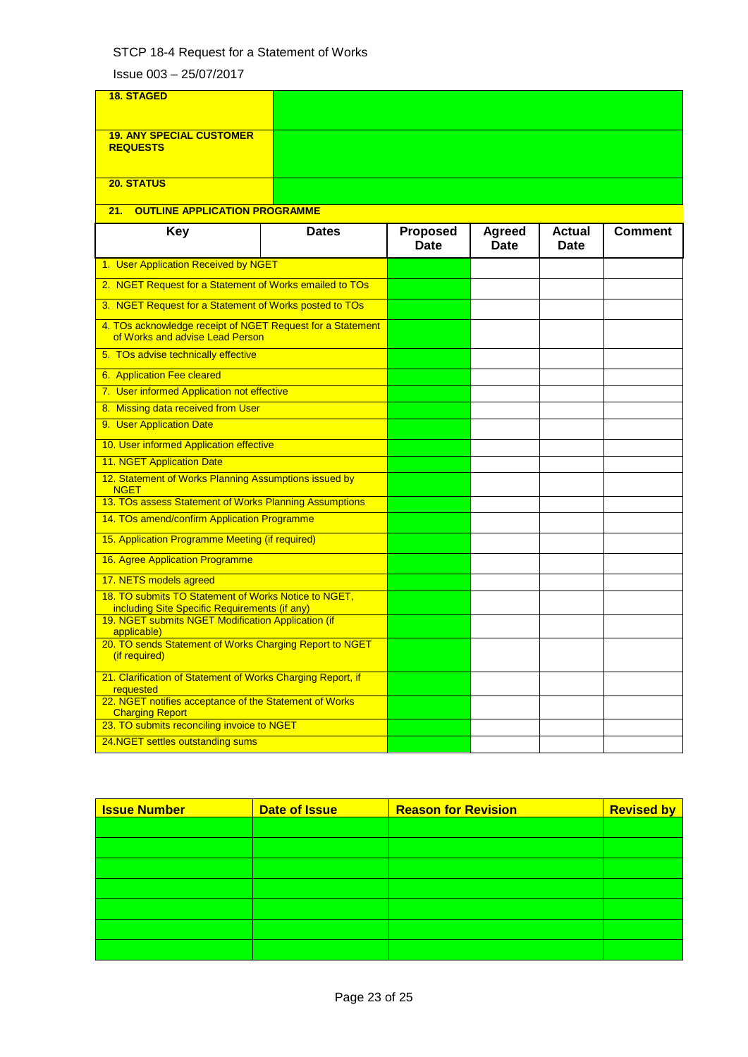| | |
|---|---|
| **18. STAGED** | |
| **19. ANY SPECIAL CUSTOMER REQUESTS** | |
| **20. STATUS** | |

**21. OUTLINE APPLICATION PROGRAMME**

| Key | Dates | Proposed Date | Agreed Date | Actual Date | Comment |
|---|---|---|---|---|---|
| 1. User Application Received by NGET | | | | | |
| 2. NGET Request for a Statement of Works emailed to TOs | | | | | |
| 3. NGET Request for a Statement of Works posted to TOs | | | | | |
| 4. TOs acknowledge receipt of NGET Request for a Statement of Works and advise Lead Person | | | | | |
| 5. TOs advise technically effective | | | | | |
| 6. Application Fee cleared | | | | | |
| 7. User informed Application not effective | | | | | |
| 8. Missing data received from User | | | | | |
| 9. User Application Date | | | | | |
| 10. User informed Application effective | | | | | |
| 11. NGET Application Date | | | | | |
| 12. Statement of Works Planning Assumptions issued by NGET | | | | | |
| 13. TOs assess Statement of Works Planning Assumptions | | | | | |
| 14. TOs amend/confirm Application Programme | | | | | |
| 15. Application Programme Meeting (if required) | | | | | |
| 16. Agree Application Programme | | | | | |
| 17. NETS models agreed | | | | | |
| 18. TO submits TO Statement of Works Notice to NGET, including Site Specific Requirements (if any) | | | | | |
| 19. NGET submits NGET Modification Application (if applicable) | | | | | |
| 20. TO sends Statement of Works Charging Report to NGET (if required) | | | | | |
| 21. Clarification of Statement of Works Charging Report, if requested | | | | | |
| 22. NGET notifies acceptance of the Statement of Works Charging Report | | | | | |
| 23. TO submits reconciling invoice to NGET | | | | | |
| 24.NGET settles outstanding sums | | | | | |

| Issue Number | Date of Issue | Reason for Revision | Revised by |
|---|---|---|---|
| | | | |
| | | | |
| | | | |
| | | | |
| | | | |
| | | | |
| | | | |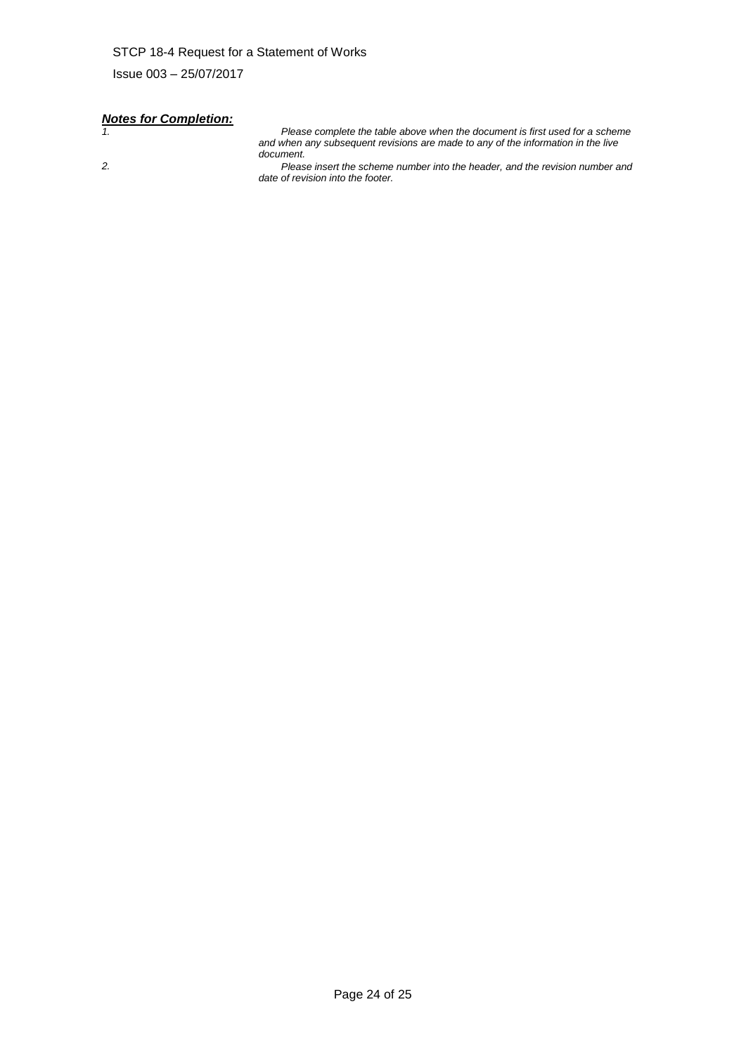***Notes for Completion:***

1. *Please complete the table above when the document is first used for a scheme and when any subsequent revisions are made to any of the information in the live document.*
2. *Please insert the scheme number into the header, and the revision number and date of revision into the footer.*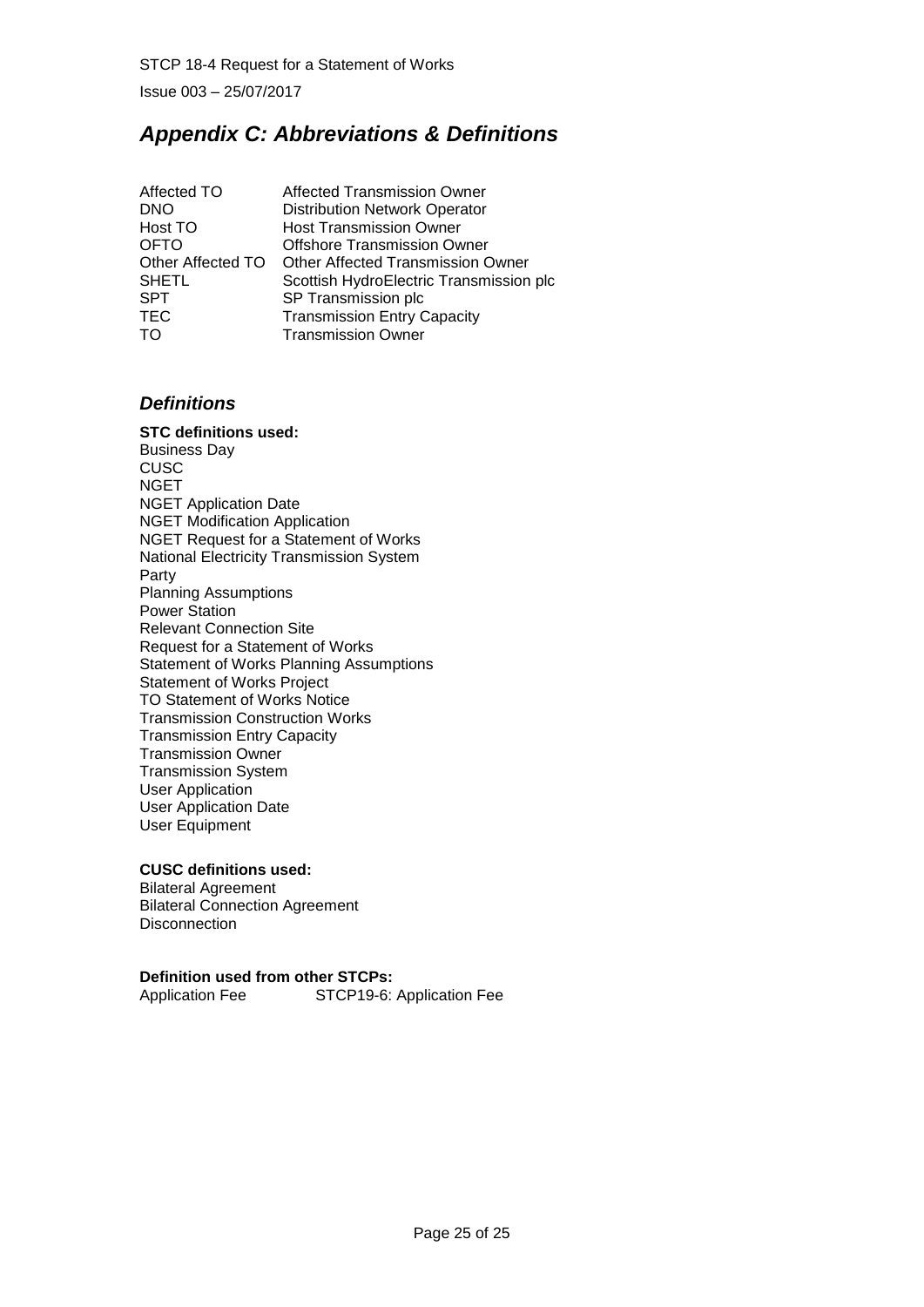# *Appendix C: Abbreviations & Definitions*

| | |
|---|---|
| Affected TO | Affected Transmission Owner |
| DNO | Distribution Network Operator |
| Host TO | Host Transmission Owner |
| OFTO | Offshore Transmission Owner |
| Other Affected TO | Other Affected Transmission Owner |
| SHETL | Scottish HydroElectric Transmission plc |
| SPT | SP Transmission plc |
| TEC | Transmission Entry Capacity |
| TO | Transmission Owner |

## *Definitions*

**STC definitions used:**

Business Day
CUSC
NGET
NGET Application Date
NGET Modification Application
NGET Request for a Statement of Works
National Electricity Transmission System
Party
Planning Assumptions
Power Station
Relevant Connection Site
Request for a Statement of Works
Statement of Works Planning Assumptions
Statement of Works Project
TO Statement of Works Notice
Transmission Construction Works
Transmission Entry Capacity
Transmission Owner
Transmission System
User Application
User Application Date
User Equipment

**CUSC definitions used:**

Bilateral Agreement
Bilateral Connection Agreement
Disconnection

**Definition used from other STCPs:**

| | |
|---|---|
| Application Fee | STCP19-6: Application Fee |